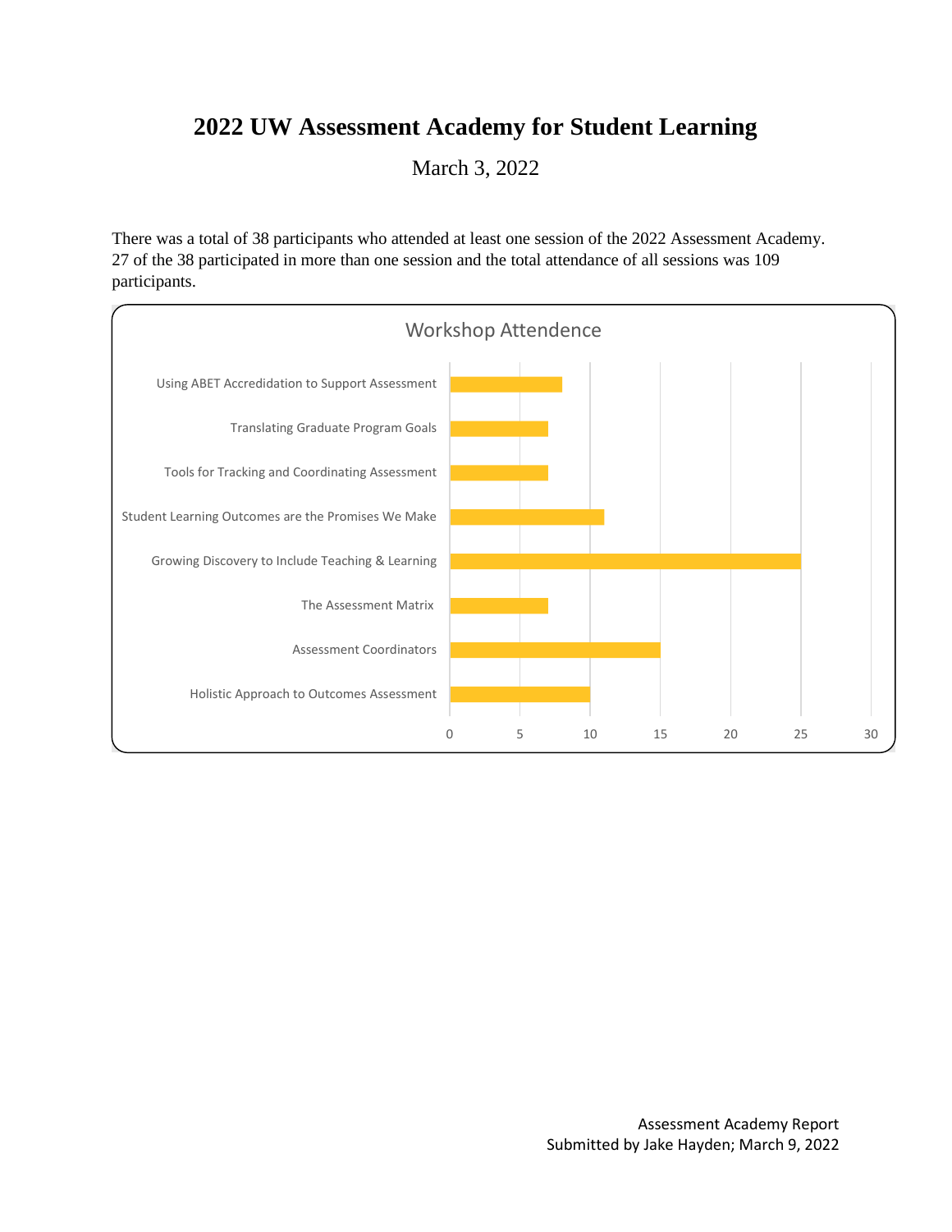# 2022 UW Assessment Academy for Student Learning

March 3, 2022

There was a total of 38 participants who attended at least one session of the 2022 Assessment Academy. 27 of the 38 participated in more than one session and the total attendance of all sessions was 109 participants.

**Workshop Attendence**

- Using ABET Accredidation to Support Assessment
- Translating Graduate Program Goals
- Tools for Tracking and Coordinating Assessment
- Student Learning Outcomes are the Promises We Make
- Growing Discovery to Include Teaching & Learning
- The Assessment Matrix
- Assessment Coordinators
- Holistic Approach to Outcomes Assessment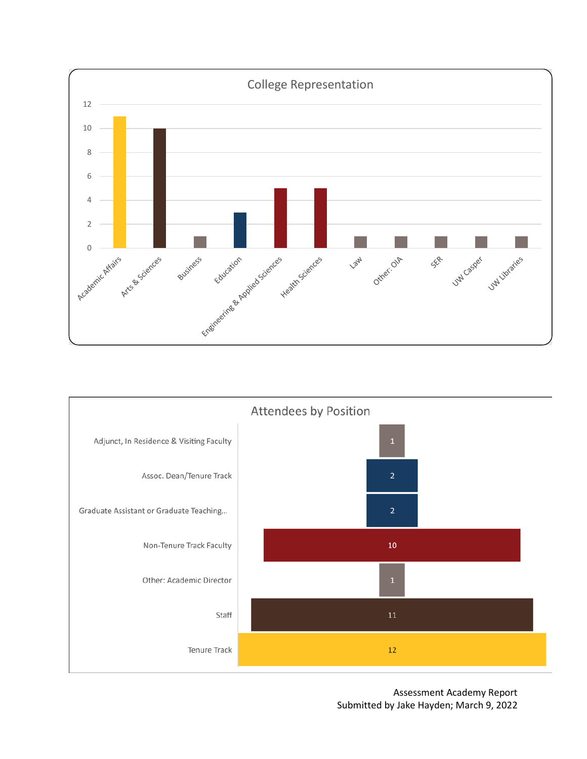## College Representation

| College | Count |
| --- | --- |
| Academic Affairs | 11 |
| Arts & Sciences | 10 |
| Business | 1 |
| Education | 3 |
| Engineering & Applied Sciences | 5 |
| Health Sciences | 5 |
| Law | 1 |
| Other: OIA | 1 |
| SER | 1 |
| UW Casper | 1 |
| UW Libraries | 1 |

## Attendees by Position

| Position | Count |
| --- | --- |
| Adjunct, In Residence & Visiting Faculty | 1 |
| Assoc. Dean/Tenure Track | 2 |
| Graduate Assistant or Graduate Teaching... | 2 |
| Non-Tenure Track Faculty | 10 |
| Other: Academic Director | 1 |
| Staff | 11 |
| Tenure Track | 12 |

Assessment Academy Report
Submitted by Jake Hayden; March 9, 2022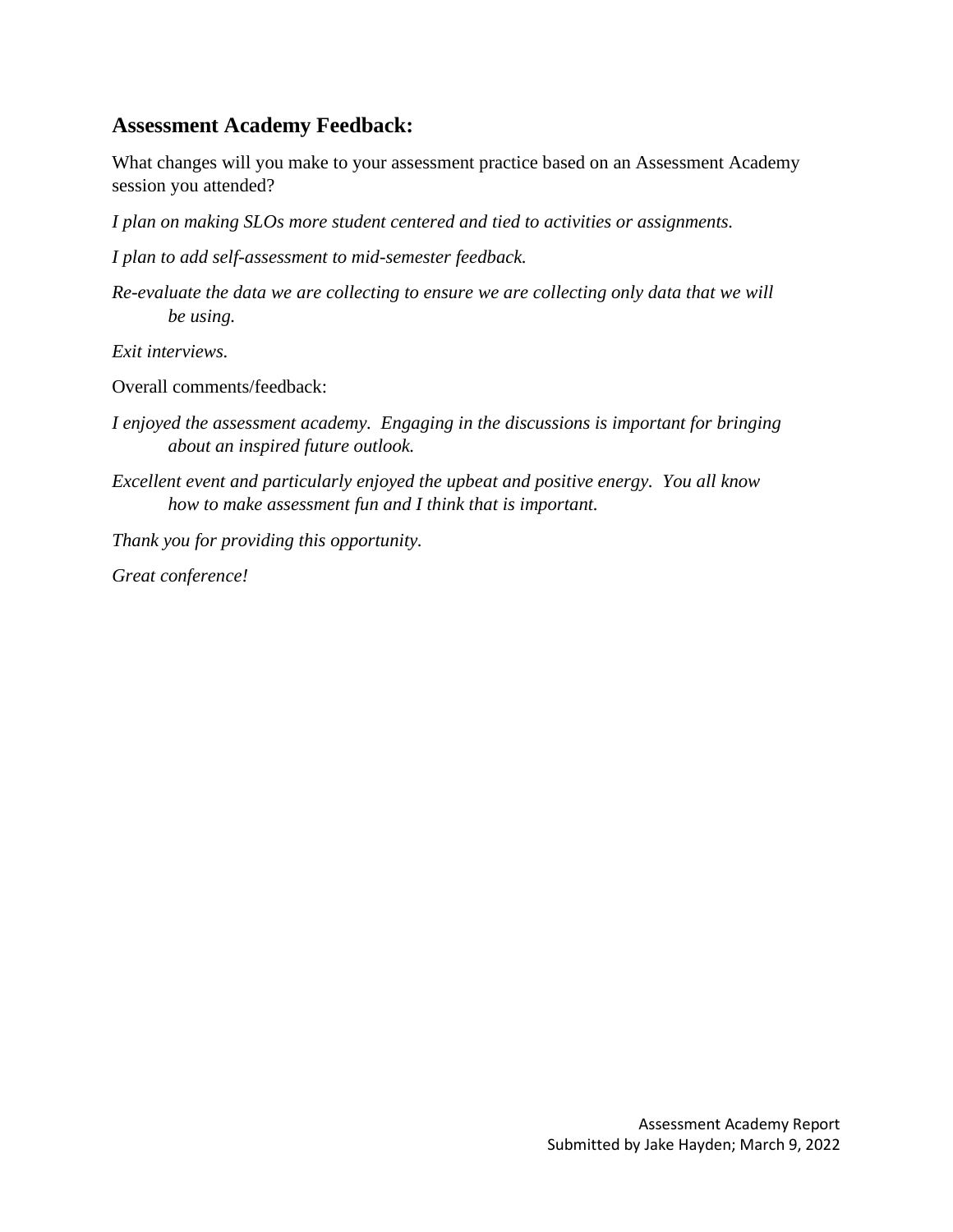### **Assessment Academy Feedback:**

What changes will you make to your assessment practice based on an Assessment Academy session you attended?

*I plan on making SLOs more student centered and tied to activities or assignments.*

*I plan to add self-assessment to mid-semester feedback.*

*Re-evaluate the data we are collecting to ensure we are collecting only data that we will be using.*

*Exit interviews.*

Overall comments/feedback:

*I enjoyed the assessment academy. Engaging in the discussions is important for bringing about an inspired future outlook.*

*Excellent event and particularly enjoyed the upbeat and positive energy. You all know how to make assessment fun and I think that is important.*

*Thank you for providing this opportunity.*

*Great conference!*